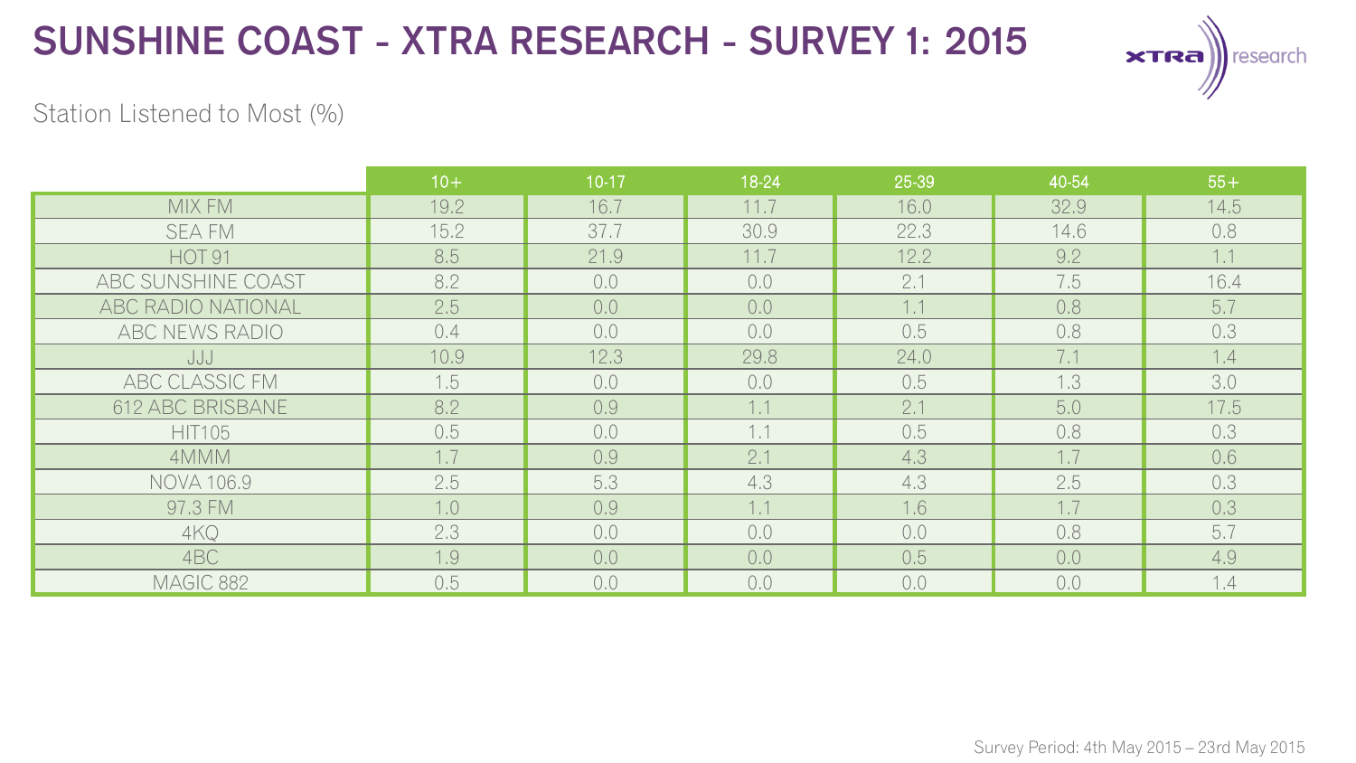# SUNSHINE COAST - XTRA RESEARCH - SURVEY 1: 2015

Station Listened to Most (%)

| | 10+ | 10-17 | 18-24 | 25-39 | 40-54 | 55+ |
|---|---|---|---|---|---|---|
| MIX FM | 19.2 | 16.7 | 11.7 | 16.0 | 32.9 | 14.5 |
| SEA FM | 15.2 | 37.7 | 30.9 | 22.3 | 14.6 | 0.8 |
| HOT 91 | 8.5 | 21.9 | 11.7 | 12.2 | 9.2 | 1.1 |
| ABC SUNSHINE COAST | 8.2 | 0.0 | 0.0 | 2.1 | 7.5 | 16.4 |
| ABC RADIO NATIONAL | 2.5 | 0.0 | 0.0 | 1.1 | 0.8 | 5.7 |
| ABC NEWS RADIO | 0.4 | 0.0 | 0.0 | 0.5 | 0.8 | 0.3 |
| JJJ | 10.9 | 12.3 | 29.8 | 24.0 | 7.1 | 1.4 |
| ABC CLASSIC FM | 1.5 | 0.0 | 0.0 | 0.5 | 1.3 | 3.0 |
| 612 ABC BRISBANE | 8.2 | 0.9 | 1.1 | 2.1 | 5.0 | 17.5 |
| HIT105 | 0.5 | 0.0 | 1.1 | 0.5 | 0.8 | 0.3 |
| 4MMM | 1.7 | 0.9 | 2.1 | 4.3 | 1.7 | 0.6 |
| NOVA 106.9 | 2.5 | 5.3 | 4.3 | 4.3 | 2.5 | 0.3 |
| 97.3 FM | 1.0 | 0.9 | 1.1 | 1.6 | 1.7 | 0.3 |
| 4KQ | 2.3 | 0.0 | 0.0 | 0.0 | 0.8 | 5.7 |
| 4BC | 1.9 | 0.0 | 0.0 | 0.5 | 0.0 | 4.9 |
| MAGIC 882 | 0.5 | 0.0 | 0.0 | 0.0 | 0.0 | 1.4 |

Survey Period: 4th May 2015 – 23rd May 2015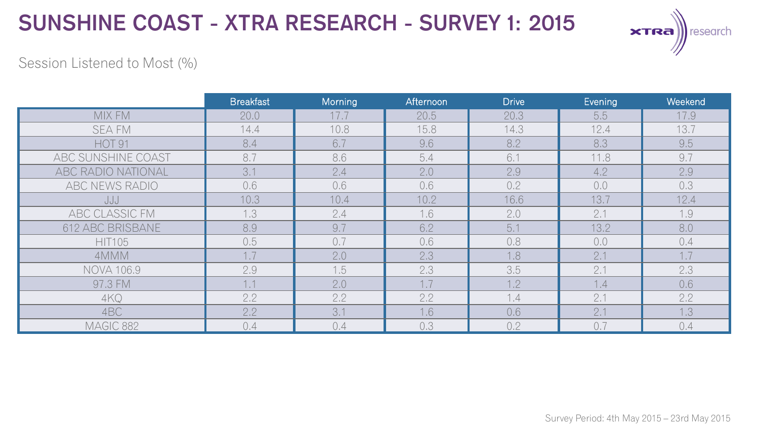# SUNSHINE COAST - XTRA RESEARCH - SURVEY 1: 2015

Session Listened to Most (%)

| | Breakfast | Morning | Afternoon | Drive | Evening | Weekend |
|---|---|---|---|---|---|---|
| MIX FM | 20.0 | 17.7 | 20.5 | 20.3 | 5.5 | 17.9 |
| SEA FM | 14.4 | 10.8 | 15.8 | 14.3 | 12.4 | 13.7 |
| HOT 91 | 8.4 | 6.7 | 9.6 | 8.2 | 8.3 | 9.5 |
| ABC SUNSHINE COAST | 8.7 | 8.6 | 5.4 | 6.1 | 11.8 | 9.7 |
| ABC RADIO NATIONAL | 3.1 | 2.4 | 2.0 | 2.9 | 4.2 | 2.9 |
| ABC NEWS RADIO | 0.6 | 0.6 | 0.6 | 0.2 | 0.0 | 0.3 |
| JJJ | 10.3 | 10.4 | 10.2 | 16.6 | 13.7 | 12.4 |
| ABC CLASSIC FM | 1.3 | 2.4 | 1.6 | 2.0 | 2.1 | 1.9 |
| 612 ABC BRISBANE | 8.9 | 9.7 | 6.2 | 5.1 | 13.2 | 8.0 |
| HIT105 | 0.5 | 0.7 | 0.6 | 0.8 | 0.0 | 0.4 |
| 4MMM | 1.7 | 2.0 | 2.3 | 1.8 | 2.1 | 1.7 |
| NOVA 106.9 | 2.9 | 1.5 | 2.3 | 3.5 | 2.1 | 2.3 |
| 97.3 FM | 1.1 | 2.0 | 1.7 | 1.2 | 1.4 | 0.6 |
| 4KQ | 2.2 | 2.2 | 2.2 | 1.4 | 2.1 | 2.2 |
| 4BC | 2.2 | 3.1 | 1.6 | 0.6 | 2.1 | 1.3 |
| MAGIC 882 | 0.4 | 0.4 | 0.3 | 0.2 | 0.7 | 0.4 |

Survey Period: 4th May 2015 – 23rd May 2015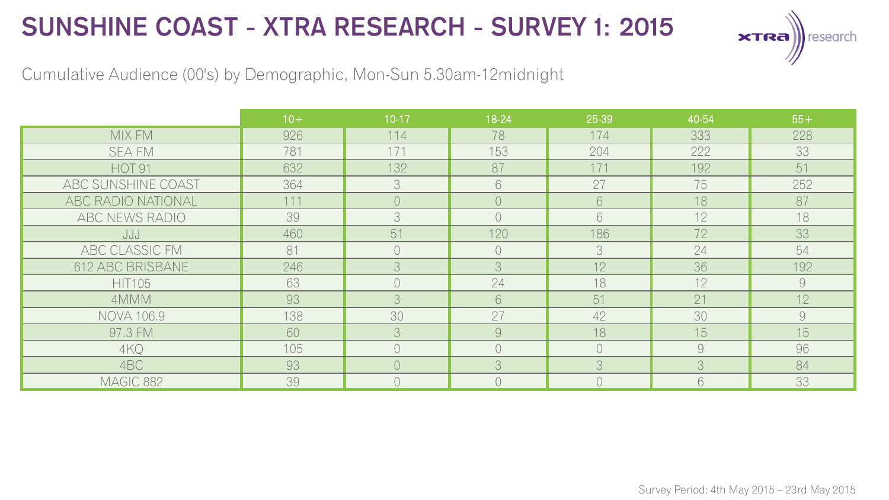# SUNSHINE COAST - XTRA RESEARCH - SURVEY 1: 2015

Cumulative Audience (00's) by Demographic, Mon-Sun 5.30am-12midnight

| | 10+ | 10-17 | 18-24 | 25-39 | 40-54 | 55+ |
|---|---|---|---|---|---|---|
| MIX FM | 926 | 114 | 78 | 174 | 333 | 228 |
| SEA FM | 781 | 171 | 153 | 204 | 222 | 33 |
| HOT 91 | 632 | 132 | 87 | 171 | 192 | 51 |
| ABC SUNSHINE COAST | 364 | 3 | 6 | 27 | 75 | 252 |
| ABC RADIO NATIONAL | 111 | 0 | 0 | 6 | 18 | 87 |
| ABC NEWS RADIO | 39 | 3 | 0 | 6 | 12 | 18 |
| JJJ | 460 | 51 | 120 | 186 | 72 | 33 |
| ABC CLASSIC FM | 81 | 0 | 0 | 3 | 24 | 54 |
| 612 ABC BRISBANE | 246 | 3 | 3 | 12 | 36 | 192 |
| HIT105 | 63 | 0 | 24 | 18 | 12 | 9 |
| 4MMM | 93 | 3 | 6 | 51 | 21 | 12 |
| NOVA 106.9 | 138 | 30 | 27 | 42 | 30 | 9 |
| 97.3 FM | 60 | 3 | 9 | 18 | 15 | 15 |
| 4KQ | 105 | 0 | 0 | 0 | 9 | 96 |
| 4BC | 93 | 0 | 3 | 3 | 3 | 84 |
| MAGIC 882 | 39 | 0 | 0 | 0 | 6 | 33 |

Survey Period: 4th May 2015 – 23rd May 2015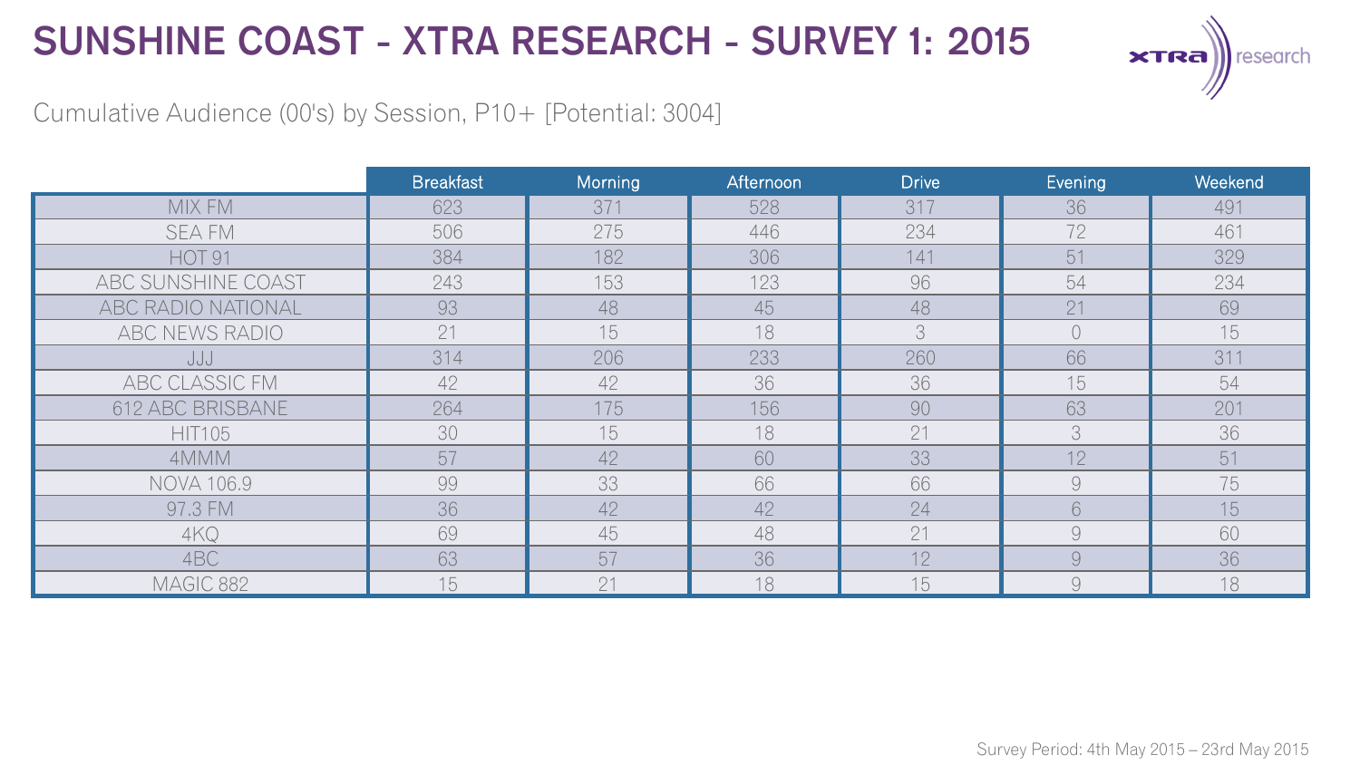# SUNSHINE COAST - XTRA RESEARCH - SURVEY 1: 2015

Cumulative Audience (00's) by Session, P10+ [Potential: 3004]

| | Breakfast | Morning | Afternoon | Drive | Evening | Weekend |
|---|---|---|---|---|---|---|
| MIX FM | 623 | 371 | 528 | 317 | 36 | 491 |
| SEA FM | 506 | 275 | 446 | 234 | 72 | 461 |
| HOT 91 | 384 | 182 | 306 | 141 | 51 | 329 |
| ABC SUNSHINE COAST | 243 | 153 | 123 | 96 | 54 | 234 |
| ABC RADIO NATIONAL | 93 | 48 | 45 | 48 | 21 | 69 |
| ABC NEWS RADIO | 21 | 15 | 18 | 3 | 0 | 15 |
| JJJ | 314 | 206 | 233 | 260 | 66 | 311 |
| ABC CLASSIC FM | 42 | 42 | 36 | 36 | 15 | 54 |
| 612 ABC BRISBANE | 264 | 175 | 156 | 90 | 63 | 201 |
| HIT105 | 30 | 15 | 18 | 21 | 3 | 36 |
| 4MMM | 57 | 42 | 60 | 33 | 12 | 51 |
| NOVA 106.9 | 99 | 33 | 66 | 66 | 9 | 75 |
| 97.3 FM | 36 | 42 | 42 | 24 | 6 | 15 |
| 4KQ | 69 | 45 | 48 | 21 | 9 | 60 |
| 4BC | 63 | 57 | 36 | 12 | 9 | 36 |
| MAGIC 882 | 15 | 21 | 18 | 15 | 9 | 18 |

Survey Period: 4th May 2015 – 23rd May 2015